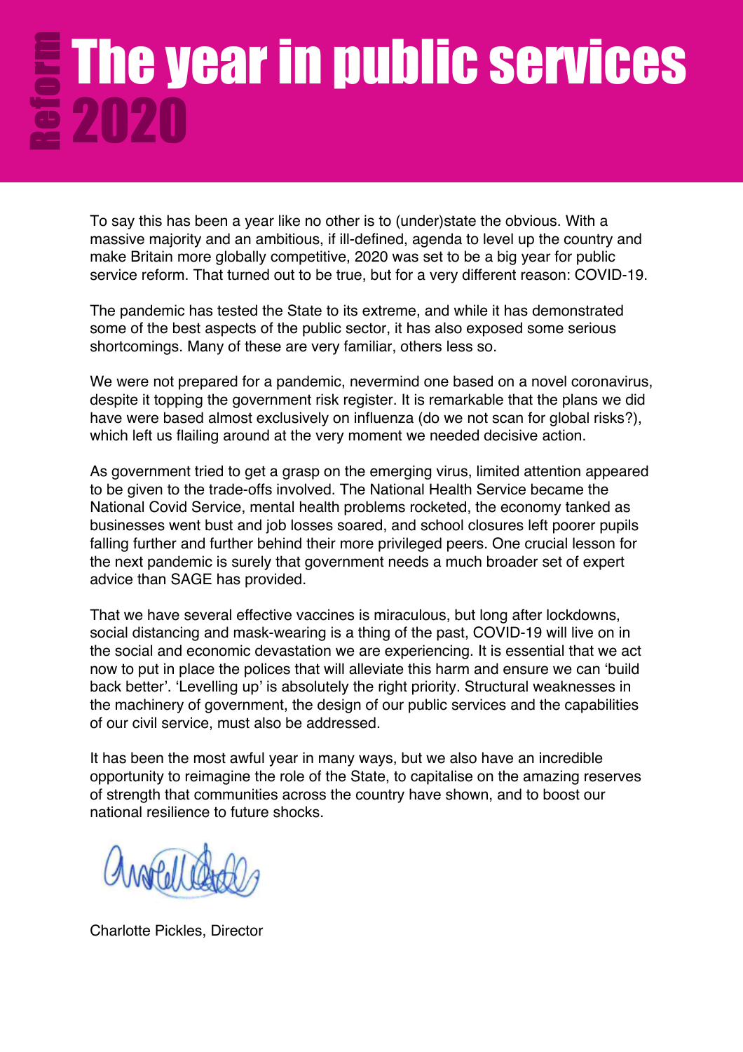# The year in public services 2020

To say this has been a year like no other is to (under)state the obvious. With a massive majority and an ambitious, if ill-defined, agenda to level up the country and make Britain more globally competitive, 2020 was set to be a big year for public service reform. That turned out to be true, but for a very different reason: COVID-19.

The pandemic has tested the State to its extreme, and while it has demonstrated some of the best aspects of the public sector, it has also exposed some serious shortcomings. Many of these are very familiar, others less so.

We were not prepared for a pandemic, nevermind one based on a novel coronavirus, despite it topping the government risk register. It is remarkable that the plans we did have were based almost exclusively on influenza (do we not scan for global risks?), which left us flailing around at the very moment we needed decisive action.

As government tried to get a grasp on the emerging virus, limited attention appeared to be given to the trade-offs involved. The National Health Service became the National Covid Service, mental health problems rocketed, the economy tanked as businesses went bust and job losses soared, and school closures left poorer pupils falling further and further behind their more privileged peers. One crucial lesson for the next pandemic is surely that government needs a much broader set of expert advice than SAGE has provided.

That we have several effective vaccines is miraculous, but long after lockdowns, social distancing and mask-wearing is a thing of the past, COVID-19 will live on in the social and economic devastation we are experiencing. It is essential that we act now to put in place the polices that will alleviate this harm and ensure we can 'build back better'. 'Levelling up' is absolutely the right priority. Structural weaknesses in the machinery of government, the design of our public services and the capabilities of our civil service, must also be addressed.

It has been the most awful year in many ways, but we also have an incredible opportunity to reimagine the role of the State, to capitalise on the amazing reserves of strength that communities across the country have shown, and to boost our national resilience to future shocks.

Charlotte Pickles, Director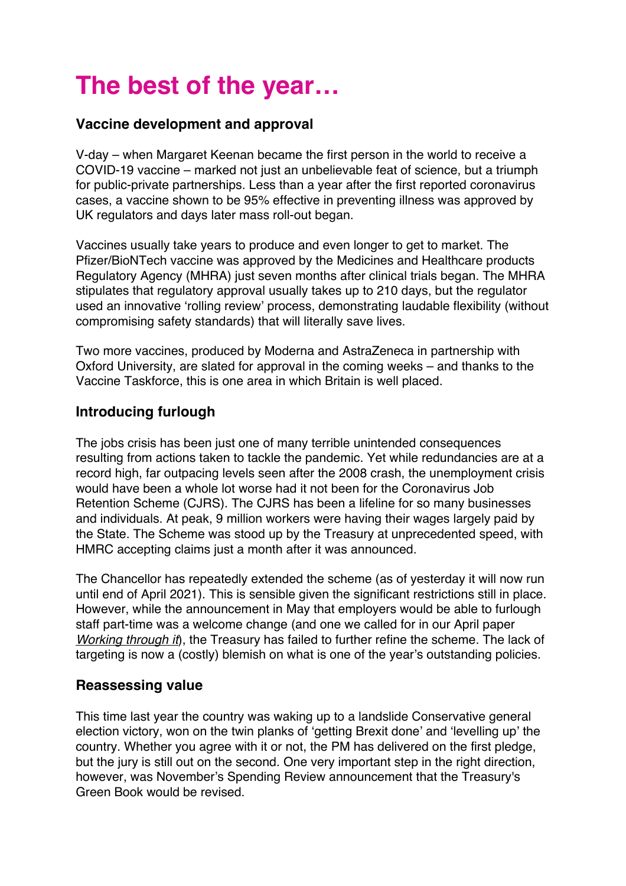# The best of the year…

## Vaccine development and approval

V-day – when Margaret Keenan became the first person in the world to receive a COVID-19 vaccine – marked not just an unbelievable feat of science, but a triumph for public-private partnerships. Less than a year after the first reported coronavirus cases, a vaccine shown to be 95% effective in preventing illness was approved by UK regulators and days later mass roll-out began.

Vaccines usually take years to produce and even longer to get to market. The Pfizer/BioNTech vaccine was approved by the Medicines and Healthcare products Regulatory Agency (MHRA) just seven months after clinical trials began. The MHRA stipulates that regulatory approval usually takes up to 210 days, but the regulator used an innovative 'rolling review' process, demonstrating laudable flexibility (without compromising safety standards) that will literally save lives.

Two more vaccines, produced by Moderna and AstraZeneca in partnership with Oxford University, are slated for approval in the coming weeks – and thanks to the Vaccine Taskforce, this is one area in which Britain is well placed.

## Introducing furlough

The jobs crisis has been just one of many terrible unintended consequences resulting from actions taken to tackle the pandemic. Yet while redundancies are at a record high, far outpacing levels seen after the 2008 crash, the unemployment crisis would have been a whole lot worse had it not been for the Coronavirus Job Retention Scheme (CJRS). The CJRS has been a lifeline for so many businesses and individuals. At peak, 9 million workers were having their wages largely paid by the State. The Scheme was stood up by the Treasury at unprecedented speed, with HMRC accepting claims just a month after it was announced.

The Chancellor has repeatedly extended the scheme (as of yesterday it will now run until end of April 2021). This is sensible given the significant restrictions still in place. However, while the announcement in May that employers would be able to furlough staff part-time was a welcome change (and one we called for in our April paper *Working through it*), the Treasury has failed to further refine the scheme. The lack of targeting is now a (costly) blemish on what is one of the year's outstanding policies.

## Reassessing value

This time last year the country was waking up to a landslide Conservative general election victory, won on the twin planks of 'getting Brexit done' and 'levelling up' the country. Whether you agree with it or not, the PM has delivered on the first pledge, but the jury is still out on the second. One very important step in the right direction, however, was November's Spending Review announcement that the Treasury's Green Book would be revised.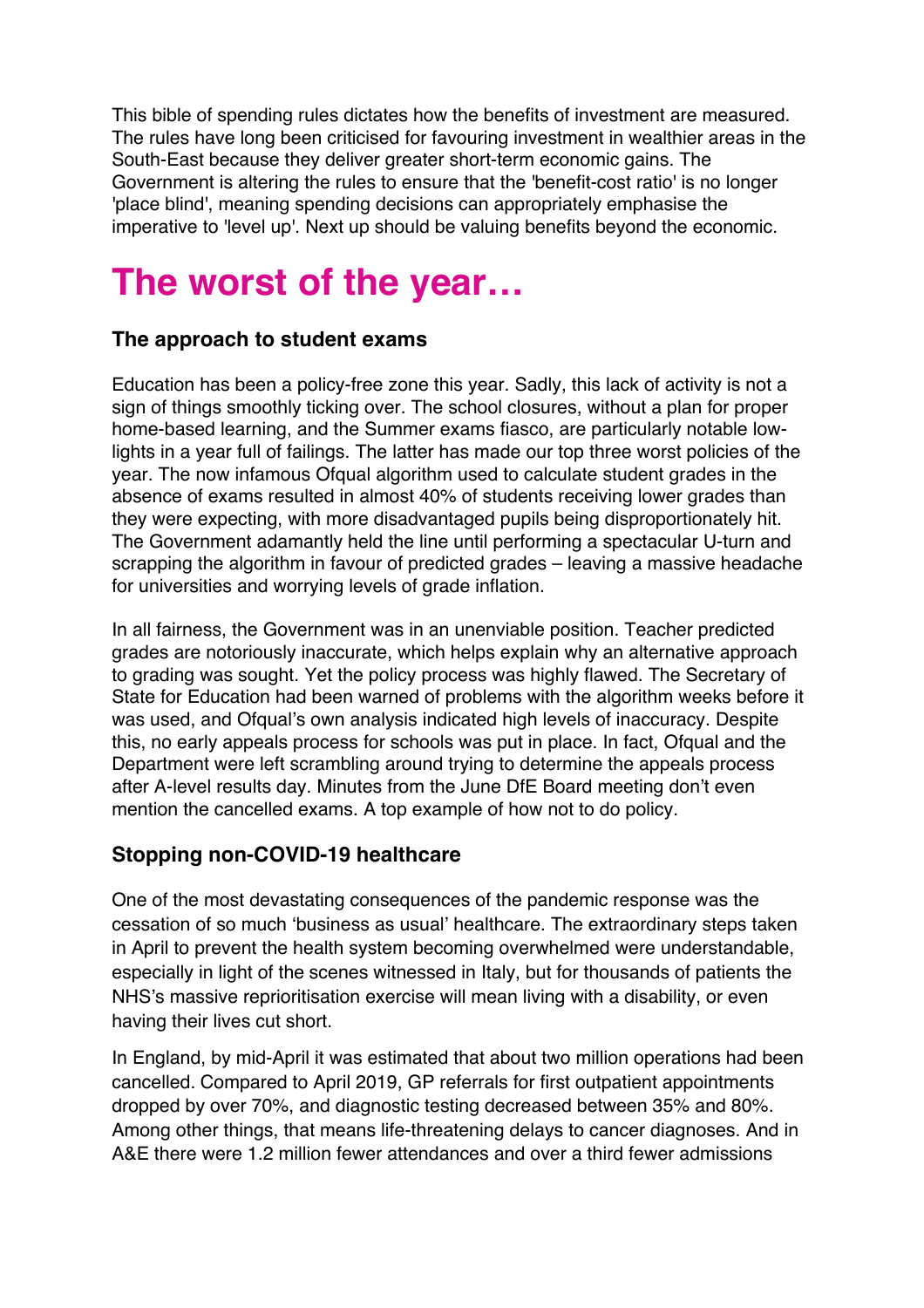This bible of spending rules dictates how the benefits of investment are measured. The rules have long been criticised for favouring investment in wealthier areas in the South-East because they deliver greater short-term economic gains. The Government is altering the rules to ensure that the 'benefit-cost ratio' is no longer 'place blind', meaning spending decisions can appropriately emphasise the imperative to 'level up'. Next up should be valuing benefits beyond the economic.

# The worst of the year…

### The approach to student exams

Education has been a policy-free zone this year. Sadly, this lack of activity is not a sign of things smoothly ticking over. The school closures, without a plan for proper home-based learning, and the Summer exams fiasco, are particularly notable low-lights in a year full of failings. The latter has made our top three worst policies of the year. The now infamous Ofqual algorithm used to calculate student grades in the absence of exams resulted in almost 40% of students receiving lower grades than they were expecting, with more disadvantaged pupils being disproportionately hit. The Government adamantly held the line until performing a spectacular U-turn and scrapping the algorithm in favour of predicted grades – leaving a massive headache for universities and worrying levels of grade inflation.

In all fairness, the Government was in an unenviable position. Teacher predicted grades are notoriously inaccurate, which helps explain why an alternative approach to grading was sought. Yet the policy process was highly flawed. The Secretary of State for Education had been warned of problems with the algorithm weeks before it was used, and Ofqual's own analysis indicated high levels of inaccuracy. Despite this, no early appeals process for schools was put in place. In fact, Ofqual and the Department were left scrambling around trying to determine the appeals process after A-level results day. Minutes from the June DfE Board meeting don't even mention the cancelled exams. A top example of how not to do policy.

### Stopping non-COVID-19 healthcare

One of the most devastating consequences of the pandemic response was the cessation of so much 'business as usual' healthcare. The extraordinary steps taken in April to prevent the health system becoming overwhelmed were understandable, especially in light of the scenes witnessed in Italy, but for thousands of patients the NHS's massive reprioritisation exercise will mean living with a disability, or even having their lives cut short.

In England, by mid-April it was estimated that about two million operations had been cancelled. Compared to April 2019, GP referrals for first outpatient appointments dropped by over 70%, and diagnostic testing decreased between 35% and 80%. Among other things, that means life-threatening delays to cancer diagnoses. And in A&E there were 1.2 million fewer attendances and over a third fewer admissions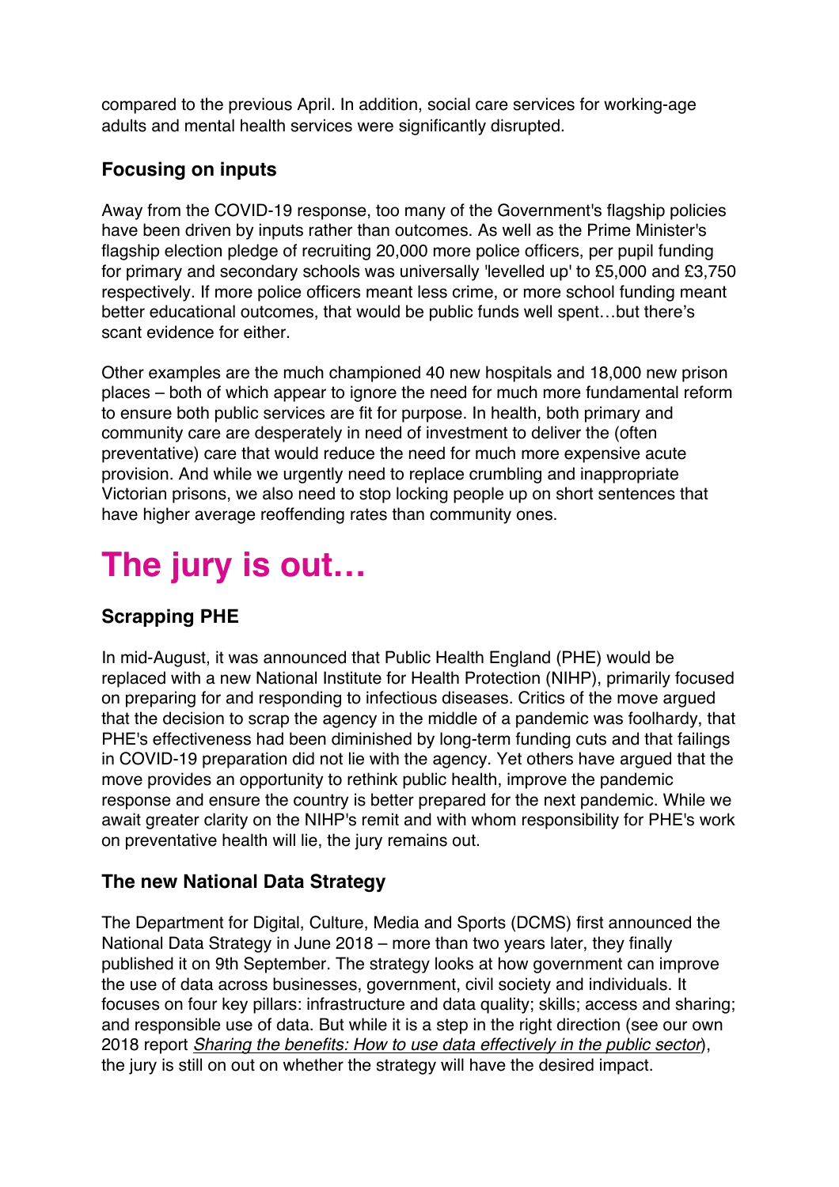compared to the previous April. In addition, social care services for working-age adults and mental health services were significantly disrupted.

### Focusing on inputs

Away from the COVID-19 response, too many of the Government's flagship policies have been driven by inputs rather than outcomes. As well as the Prime Minister's flagship election pledge of recruiting 20,000 more police officers, per pupil funding for primary and secondary schools was universally 'levelled up' to £5,000 and £3,750 respectively. If more police officers meant less crime, or more school funding meant better educational outcomes, that would be public funds well spent…but there's scant evidence for either.

Other examples are the much championed 40 new hospitals and 18,000 new prison places – both of which appear to ignore the need for much more fundamental reform to ensure both public services are fit for purpose. In health, both primary and community care are desperately in need of investment to deliver the (often preventative) care that would reduce the need for much more expensive acute provision. And while we urgently need to replace crumbling and inappropriate Victorian prisons, we also need to stop locking people up on short sentences that have higher average reoffending rates than community ones.

# The jury is out…

### Scrapping PHE

In mid-August, it was announced that Public Health England (PHE) would be replaced with a new National Institute for Health Protection (NIHP), primarily focused on preparing for and responding to infectious diseases. Critics of the move argued that the decision to scrap the agency in the middle of a pandemic was foolhardy, that PHE's effectiveness had been diminished by long-term funding cuts and that failings in COVID-19 preparation did not lie with the agency. Yet others have argued that the move provides an opportunity to rethink public health, improve the pandemic response and ensure the country is better prepared for the next pandemic. While we await greater clarity on the NIHP's remit and with whom responsibility for PHE's work on preventative health will lie, the jury remains out.

### The new National Data Strategy

The Department for Digital, Culture, Media and Sports (DCMS) first announced the National Data Strategy in June 2018 – more than two years later, they finally published it on 9th September. The strategy looks at how government can improve the use of data across businesses, government, civil society and individuals. It focuses on four key pillars: infrastructure and data quality; skills; access and sharing; and responsible use of data. But while it is a step in the right direction (see our own 2018 report *Sharing the benefits: How to use data effectively in the public sector*), the jury is still on out on whether the strategy will have the desired impact.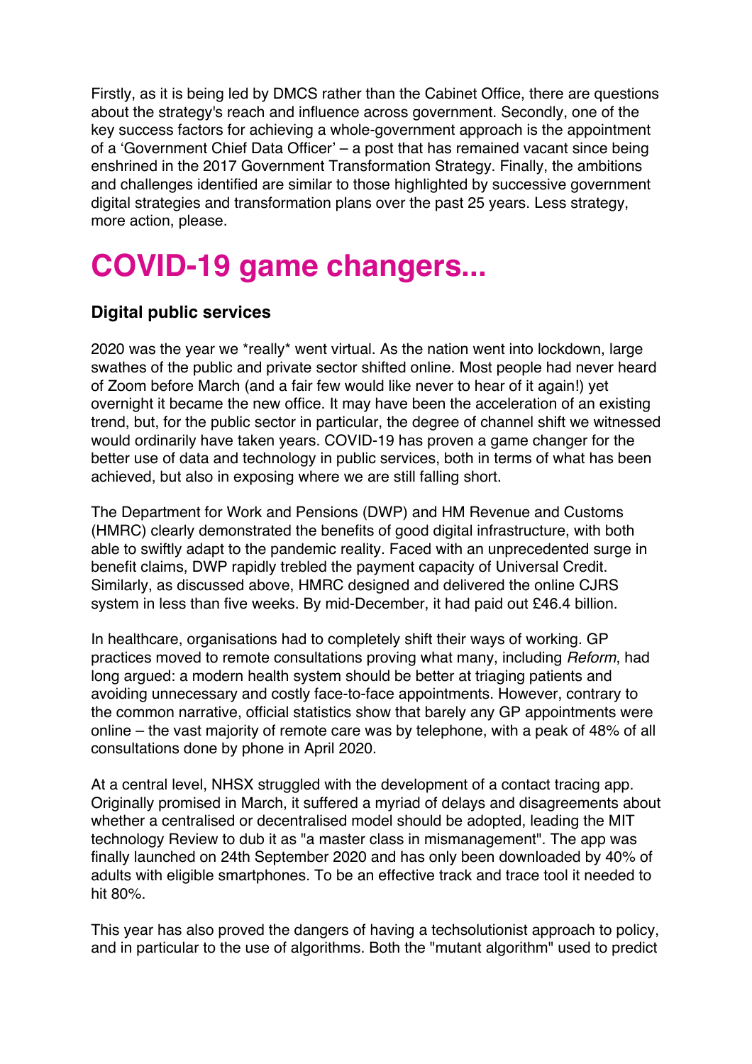Firstly, as it is being led by DMCS rather than the Cabinet Office, there are questions about the strategy's reach and influence across government. Secondly, one of the key success factors for achieving a whole-government approach is the appointment of a 'Government Chief Data Officer' – a post that has remained vacant since being enshrined in the 2017 Government Transformation Strategy. Finally, the ambitions and challenges identified are similar to those highlighted by successive government digital strategies and transformation plans over the past 25 years. Less strategy, more action, please.

# COVID-19 game changers...

### Digital public services

2020 was the year we *really* went virtual. As the nation went into lockdown, large swathes of the public and private sector shifted online. Most people had never heard of Zoom before March (and a fair few would like never to hear of it again!) yet overnight it became the new office. It may have been the acceleration of an existing trend, but, for the public sector in particular, the degree of channel shift we witnessed would ordinarily have taken years. COVID-19 has proven a game changer for the better use of data and technology in public services, both in terms of what has been achieved, but also in exposing where we are still falling short.

The Department for Work and Pensions (DWP) and HM Revenue and Customs (HMRC) clearly demonstrated the benefits of good digital infrastructure, with both able to swiftly adapt to the pandemic reality. Faced with an unprecedented surge in benefit claims, DWP rapidly trebled the payment capacity of Universal Credit. Similarly, as discussed above, HMRC designed and delivered the online CJRS system in less than five weeks. By mid-December, it had paid out £46.4 billion.

In healthcare, organisations had to completely shift their ways of working. GP practices moved to remote consultations proving what many, including *Reform*, had long argued: a modern health system should be better at triaging patients and avoiding unnecessary and costly face-to-face appointments. However, contrary to the common narrative, official statistics show that barely any GP appointments were online – the vast majority of remote care was by telephone, with a peak of 48% of all consultations done by phone in April 2020.

At a central level, NHSX struggled with the development of a contact tracing app. Originally promised in March, it suffered a myriad of delays and disagreements about whether a centralised or decentralised model should be adopted, leading the MIT technology Review to dub it as "a master class in mismanagement". The app was finally launched on 24th September 2020 and has only been downloaded by 40% of adults with eligible smartphones. To be an effective track and trace tool it needed to hit 80%.

This year has also proved the dangers of having a techsolutionist approach to policy, and in particular to the use of algorithms. Both the "mutant algorithm" used to predict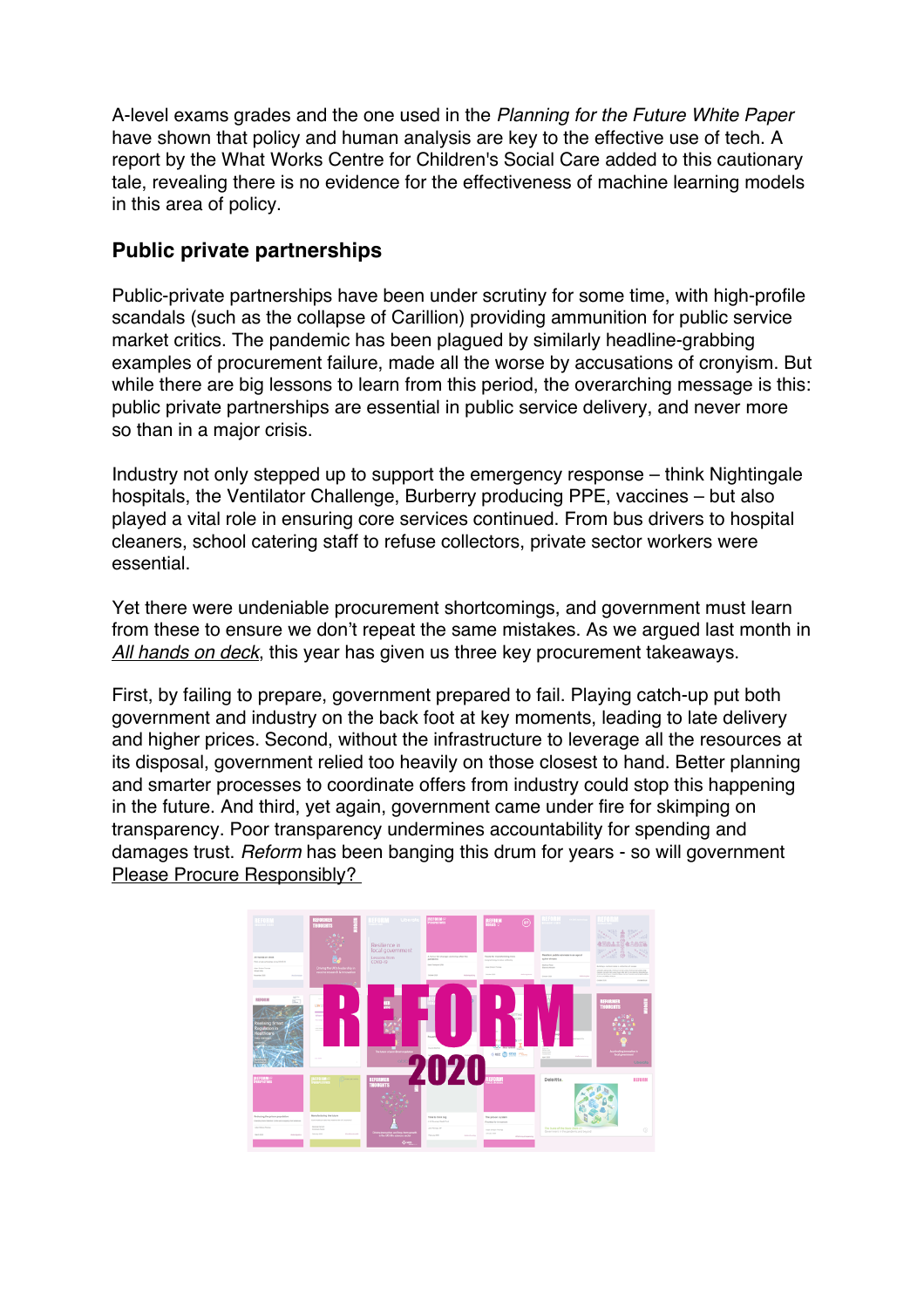A-level exams grades and the one used in the *Planning for the Future White Paper* have shown that policy and human analysis are key to the effective use of tech. A report by the What Works Centre for Children's Social Care added to this cautionary tale, revealing there is no evidence for the effectiveness of machine learning models in this area of policy.

## Public private partnerships

Public-private partnerships have been under scrutiny for some time, with high-profile scandals (such as the collapse of Carillion) providing ammunition for public service market critics. The pandemic has been plagued by similarly headline-grabbing examples of procurement failure, made all the worse by accusations of cronyism. But while there are big lessons to learn from this period, the overarching message is this: public private partnerships are essential in public service delivery, and never more so than in a major crisis.

Industry not only stepped up to support the emergency response – think Nightingale hospitals, the Ventilator Challenge, Burberry producing PPE, vaccines – but also played a vital role in ensuring core services continued. From bus drivers to hospital cleaners, school catering staff to refuse collectors, private sector workers were essential.

Yet there were undeniable procurement shortcomings, and government must learn from these to ensure we don't repeat the same mistakes. As we argued last month in *All hands on deck*, this year has given us three key procurement takeaways.

First, by failing to prepare, government prepared to fail. Playing catch-up put both government and industry on the back foot at key moments, leading to late delivery and higher prices. Second, without the infrastructure to leverage all the resources at its disposal, government relied too heavily on those closest to hand. Better planning and smarter processes to coordinate offers from industry could stop this happening in the future. And third, yet again, government came under fire for skimping on transparency. Poor transparency undermines accountability for spending and damages trust. *Reform* has been banging this drum for years - so will government Please Procure Responsibly?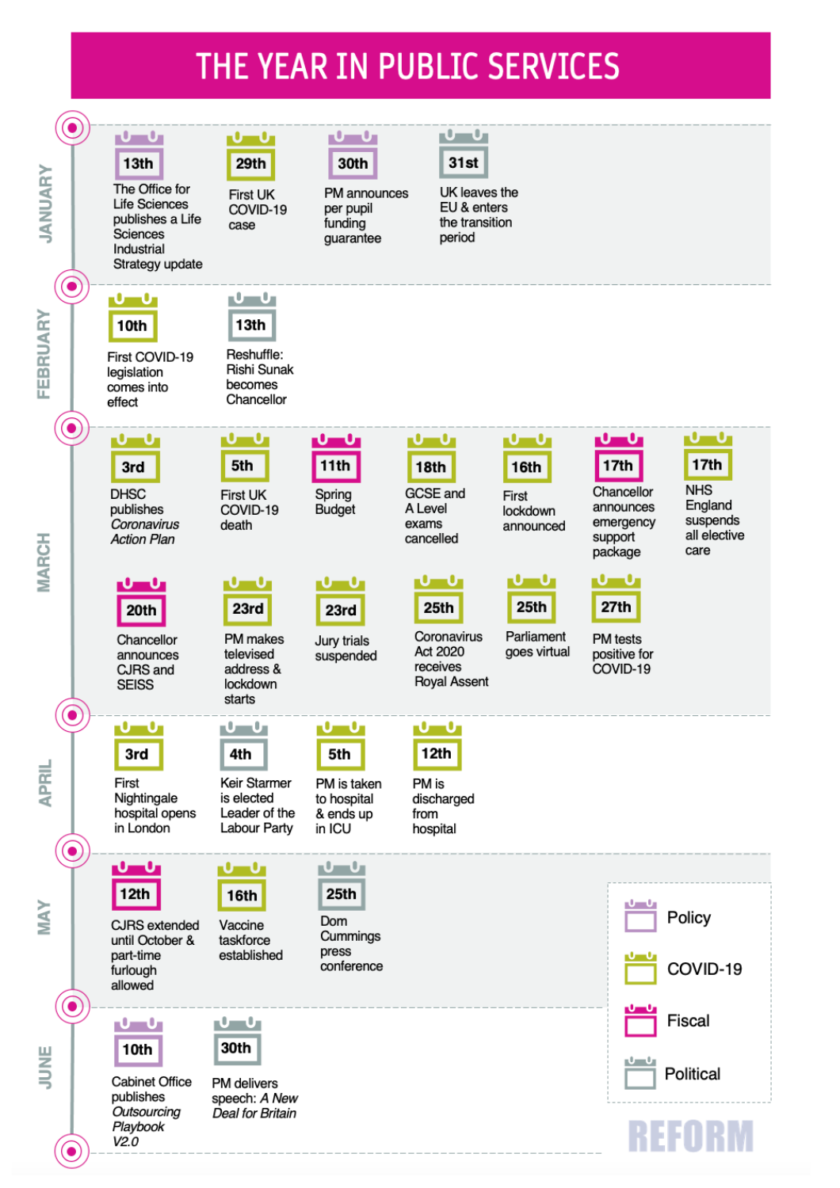# THE YEAR IN PUBLIC SERVICES

## JANUARY

- **13th** – The Office for Life Sciences publishes a Life Sciences Industrial Strategy update
- **29th** – First UK COVID-19 case
- **30th** – PM announces per pupil funding guarantee
- **31st** – UK leaves the EU & enters the transition period

## FEBRUARY

- **10th** – First COVID-19 legislation comes into effect
- **13th** – Reshuffle: Rishi Sunak becomes Chancellor

## MARCH

- **3rd** – DHSC publishes *Coronavirus Action Plan*
- **5th** – First UK COVID-19 death
- **11th** – Spring Budget
- **18th** – GCSE and A Level exams cancelled
- **16th** – First lockdown announced
- **17th** – Chancellor announces emergency support package
- **17th** – NHS England suspends all elective care
- **20th** – Chancellor announces CJRS and SEISS
- **23rd** – PM makes televised address & lockdown starts
- **23rd** – Jury trials suspended
- **25th** – Coronavirus Act 2020 receives Royal Assent
- **25th** – Parliament goes virtual
- **27th** – PM tests positive for COVID-19

## APRIL

- **3rd** – First Nightingale hospital opens in London
- **4th** – Keir Starmer is elected Leader of the Labour Party
- **5th** – PM is taken to hospital & ends up in ICU
- **12th** – PM is discharged from hospital

## MAY

- **12th** – CJRS extended until October & part-time furlough allowed
- **16th** – Vaccine taskforce established
- **25th** – Dom Cummings press conference

## JUNE

- **10th** – Cabinet Office publishes *Outsourcing Playbook V2.0*
- **30th** – PM delivers speech: *A New Deal for Britain*

**Key:** Policy · COVID-19 · Fiscal · Political

REFORM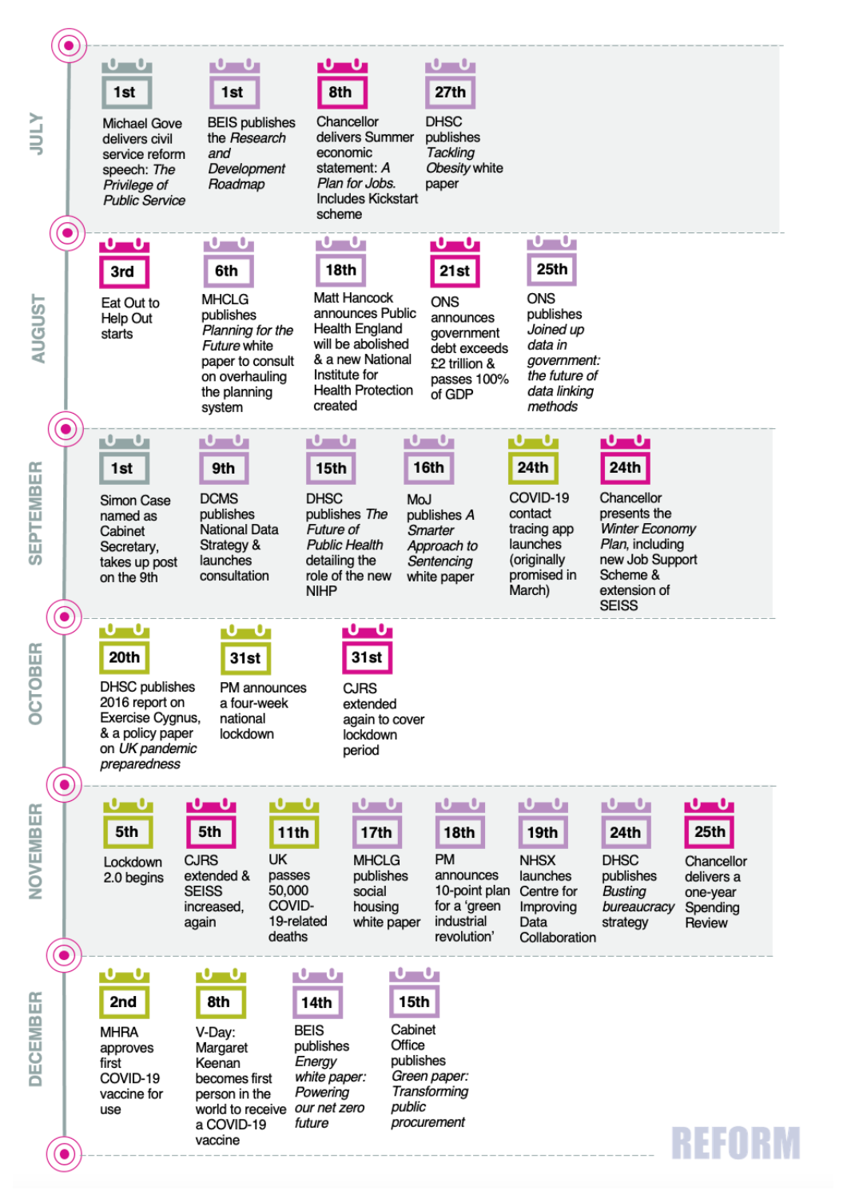## JULY

**1st** Michael Gove delivers civil service reform speech: *The Privilege of Public Service*

**1st** BEIS publishes the *Research and Development Roadmap*

**8th** Chancellor delivers Summer economic statement: *A Plan for Jobs*. Includes Kickstart scheme

**27th** DHSC publishes *Tackling Obesity* white paper

## AUGUST

**3rd** Eat Out to Help Out starts

**6th** MHCLG publishes *Planning for the Future* white paper to consult on overhauling the planning system

**18th** Matt Hancock announces Public Health England will be abolished & a new National Institute for Health Protection created

**21st** ONS announces government debt exceeds £2 trillion & passes 100% of GDP

**25th** ONS publishes *Joined up data in government: the future of data linking methods*

## SEPTEMBER

**1st** Simon Case named as Cabinet Secretary, takes up post on the 9th

**9th** DCMS publishes National Data Strategy & launches consultation

**15th** DHSC publishes *The Future of Public Health* detailing the role of the new NIHP

**16th** MoJ publishes *A Smarter Approach to Sentencing* white paper

**24th** COVID-19 contact tracing app launches (originally promised in March)

**24th** Chancellor presents the *Winter Economy Plan*, including new Job Support Scheme & extension of SEISS

## OCTOBER

**20th** DHSC publishes 2016 report on Exercise Cygnus, & a policy paper on *UK pandemic preparedness*

**31st** PM announces a four-week national lockdown

**31st** CJRS extended again to cover lockdown period

## NOVEMBER

**5th** Lockdown 2.0 begins

**5th** CJRS extended & SEISS increased, again

**11th** UK passes 50,000 COVID-19-related deaths

**17th** MHCLG publishes social housing white paper

**18th** PM announces 10-point plan for a 'green industrial revolution'

**19th** NHSX launches Centre for Improving Data Collaboration

**24th** DHSC publishes *Busting bureaucracy* strategy

**25th** Chancellor delivers a one-year Spending Review

## DECEMBER

**2nd** MHRA approves first COVID-19 vaccine for use

**8th** V-Day: Margaret Keenan becomes first person in the world to receive a COVID-19 vaccine

**14th** BEIS publishes *Energy white paper: Powering our net zero future*

**15th** Cabinet Office publishes *Green paper: Transforming public procurement*

REFORM